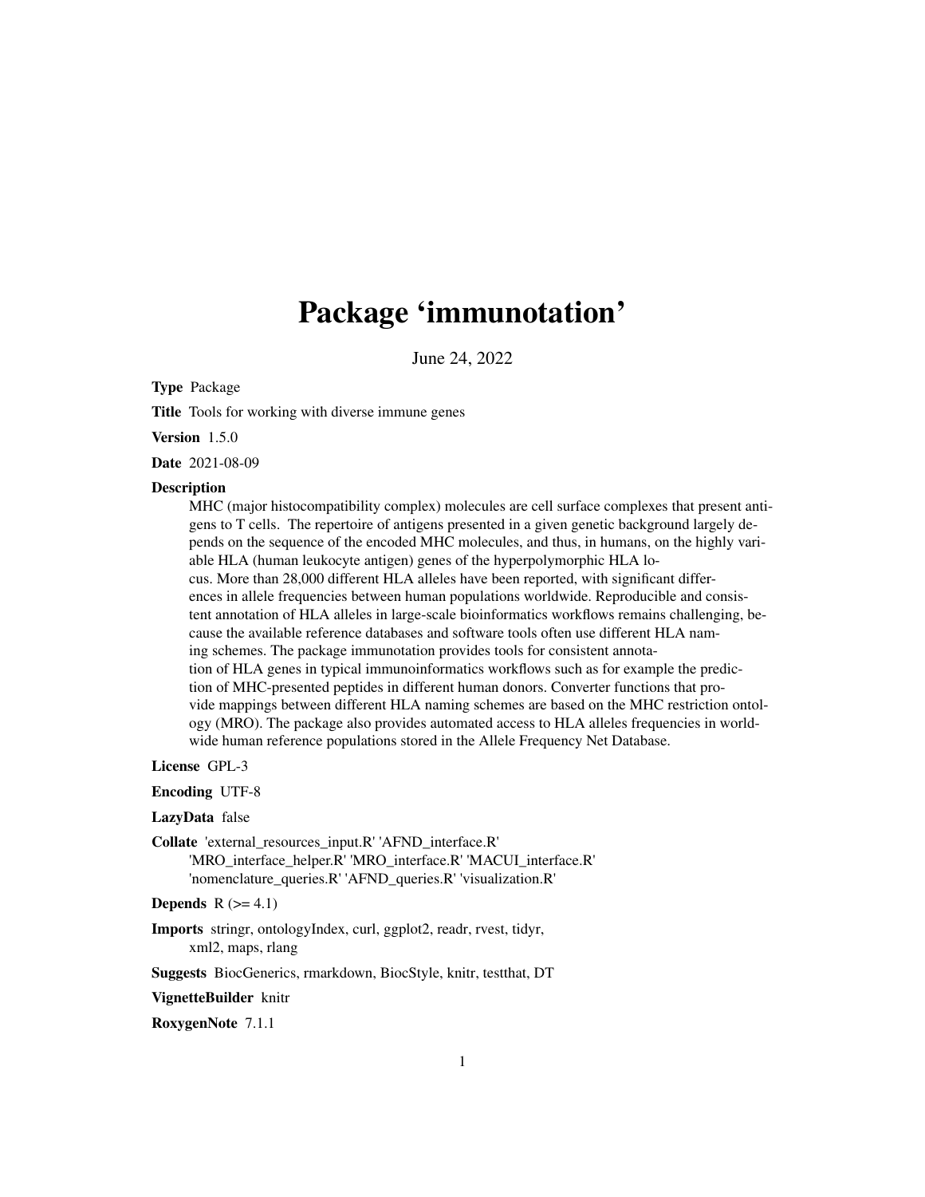# Package 'immunotation'

June 24, 2022

**Type** Package

**Title** Tools for working with diverse immune genes

**Version** 1.5.0

**Date** 2021-08-09

**Description**

MHC (major histocompatibility complex) molecules are cell surface complexes that present antigens to T cells. The repertoire of antigens presented in a given genetic background largely depends on the sequence of the encoded MHC molecules, and thus, in humans, on the highly variable HLA (human leukocyte antigen) genes of the hyperpolymorphic HLA locus. More than 28,000 different HLA alleles have been reported, with significant differences in allele frequencies between human populations worldwide. Reproducible and consistent annotation of HLA alleles in large-scale bioinformatics workflows remains challenging, because the available reference databases and software tools often use different HLA naming schemes. The package immunotation provides tools for consistent annotation of HLA genes in typical immunoinformatics workflows such as for example the prediction of MHC-presented peptides in different human donors. Converter functions that provide mappings between different HLA naming schemes are based on the MHC restriction ontology (MRO). The package also provides automated access to HLA alleles frequencies in worldwide human reference populations stored in the Allele Frequency Net Database.

**License** GPL-3

**Encoding** UTF-8

**LazyData** false

**Collate** 'external_resources_input.R' 'AFND_interface.R' 'MRO_interface_helper.R' 'MRO_interface.R' 'MACUI_interface.R' 'nomenclature_queries.R' 'AFND_queries.R' 'visualization.R'

**Depends** R (>= 4.1)

**Imports** stringr, ontologyIndex, curl, ggplot2, readr, rvest, tidyr, xml2, maps, rlang

**Suggests** BiocGenerics, rmarkdown, BiocStyle, knitr, testthat, DT

**VignetteBuilder** knitr

**RoxygenNote** 7.1.1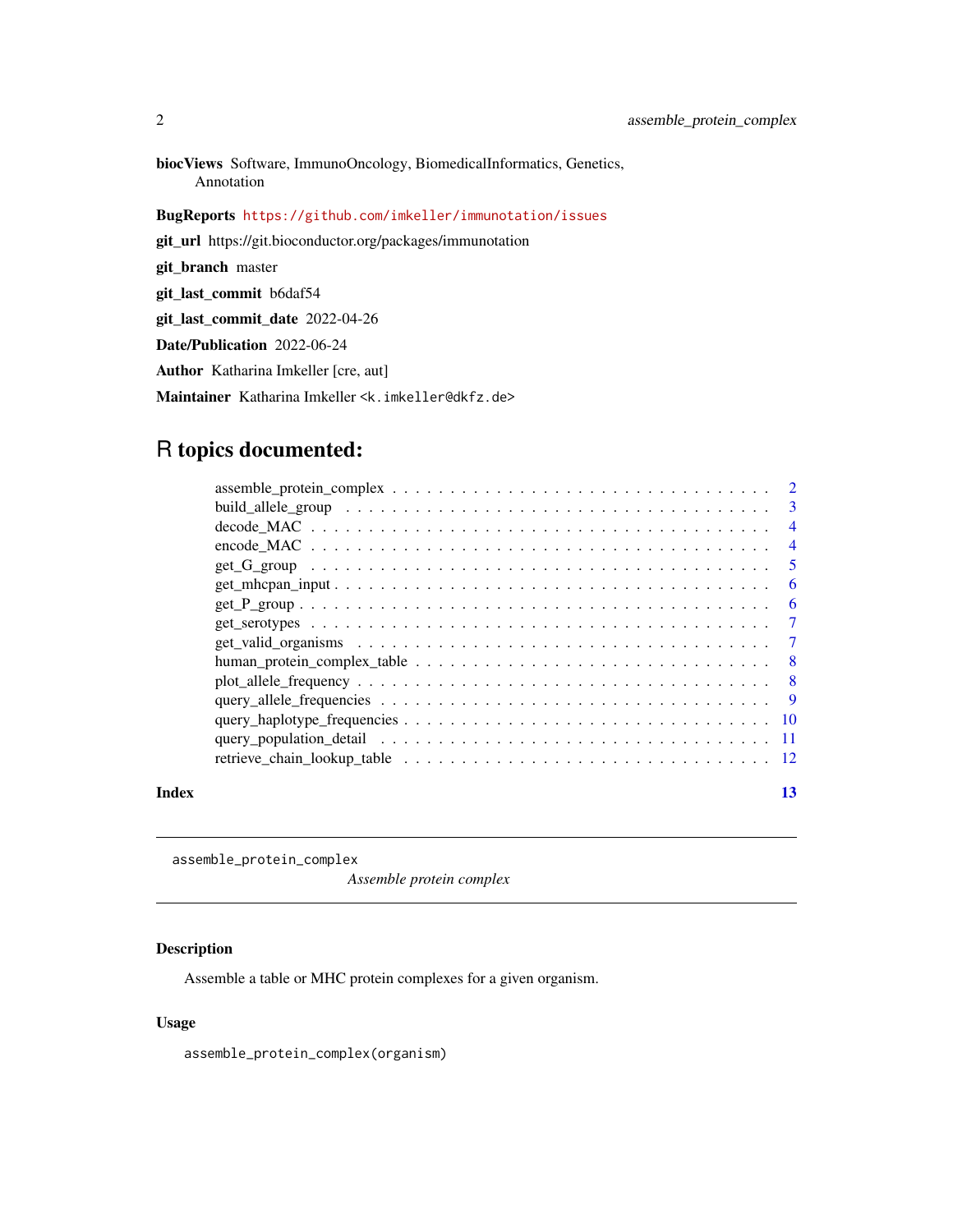**biocViews** Software, ImmunoOncology, BiomedicalInformatics, Genetics, Annotation

**BugReports** https://github.com/imkeller/immunotation/issues

**git_url** https://git.bioconductor.org/packages/immunotation

**git_branch** master

**git_last_commit** b6daf54

**git_last_commit_date** 2022-04-26

**Date/Publication** 2022-06-24

**Author** Katharina Imkeller [cre, aut]

**Maintainer** Katharina Imkeller <k.imkeller@dkfz.de>

# R topics documented:

- assemble_protein_complex . . . . . . . . . . 2
- build_allele_group . . . . . . . . . . 3
- decode_MAC . . . . . . . . . . 4
- encode_MAC . . . . . . . . . . 4
- get_G_group . . . . . . . . . . 5
- get_mhcpan_input . . . . . . . . . . 6
- get_P_group . . . . . . . . . . 6
- get_serotypes . . . . . . . . . . 7
- get_valid_organisms . . . . . . . . . . 7
- human_protein_complex_table . . . . . . . . . . 8
- plot_allele_frequency . . . . . . . . . . 8
- query_allele_frequencies . . . . . . . . . . 9
- query_haplotype_frequencies . . . . . . . . . . 10
- query_population_detail . . . . . . . . . . 11
- retrieve_chain_lookup_table . . . . . . . . . . 12

**Index** 13

---

`assemble_protein_complex` *Assemble protein complex*

---

## Description

Assemble a table or MHC protein complexes for a given organism.

## Usage

```
assemble_protein_complex(organism)
```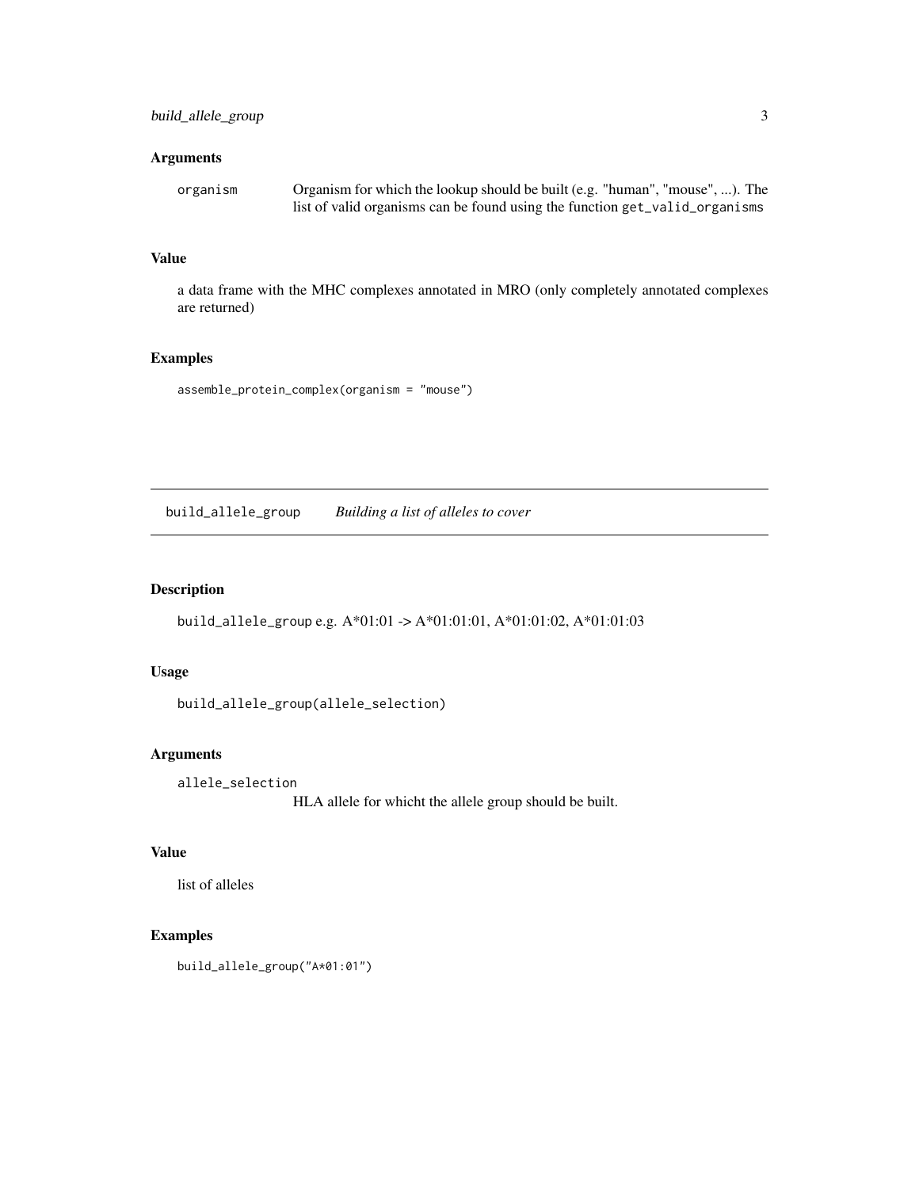### Arguments

organism — Organism for which the lookup should be built (e.g. "human", "mouse", ...). The list of valid organisms can be found using the function `get_valid_organisms`

### Value

a data frame with the MHC complexes annotated in MRO (only completely annotated complexes are returned)

### Examples

```
assemble_protein_complex(organism = "mouse")
```

---

## build_allele_group    *Building a list of alleles to cover*

### Description

`build_allele_group` e.g. A*01:01 -> A*01:01:01, A*01:01:02, A*01:01:03

### Usage

```
build_allele_group(allele_selection)
```

### Arguments

allele_selection — HLA allele for whicht the allele group should be built.

### Value

list of alleles

### Examples

```
build_allele_group("A*01:01")
```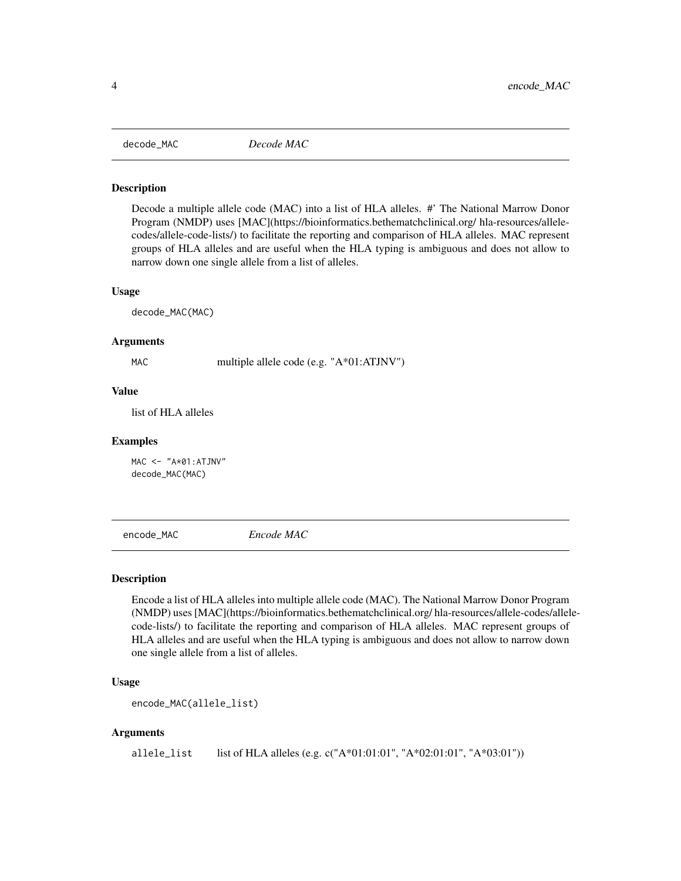## decode_MAC *Decode MAC*

### Description

Decode a multiple allele code (MAC) into a list of HLA alleles. #' The National Marrow Donor Program (NMDP) uses [MAC](https://bioinformatics.bethematchclinical.org/ hla-resources/allele-codes/allele-code-lists/) to facilitate the reporting and comparison of HLA alleles. MAC represent groups of HLA alleles and are useful when the HLA typing is ambiguous and does not allow to narrow down one single allele from a list of alleles.

### Usage

```
decode_MAC(MAC)
```

### Arguments

| | |
|---|---|
| MAC | multiple allele code (e.g. "A*01:ATJNV") |

### Value

list of HLA alleles

### Examples

```
MAC <- "A*01:ATJNV"
decode_MAC(MAC)
```

## encode_MAC *Encode MAC*

### Description

Encode a list of HLA alleles into multiple allele code (MAC). The National Marrow Donor Program (NMDP) uses [MAC](https://bioinformatics.bethematchclinical.org/ hla-resources/allele-codes/allele-code-lists/) to facilitate the reporting and comparison of HLA alleles. MAC represent groups of HLA alleles and are useful when the HLA typing is ambiguous and does not allow to narrow down one single allele from a list of alleles.

### Usage

```
encode_MAC(allele_list)
```

### Arguments

| | |
|---|---|
| allele_list | list of HLA alleles (e.g. c("A*01:01:01", "A*02:01:01", "A*03:01")) |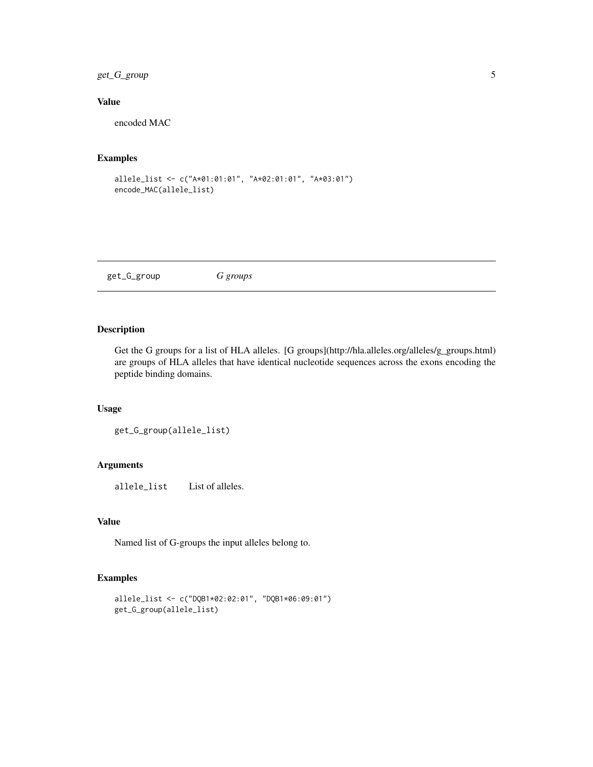### Value

encoded MAC

### Examples

```
allele_list <- c("A*01:01:01", "A*02:01:01", "A*03:01")
encode_MAC(allele_list)
```

---

## get_G_group *G groups*

---

### Description

Get the G groups for a list of HLA alleles. [G groups](http://hla.alleles.org/alleles/g_groups.html) are groups of HLA alleles that have identical nucleotide sequences across the exons encoding the peptide binding domains.

### Usage

```
get_G_group(allele_list)
```

### Arguments

| | |
|---|---|
| allele_list | List of alleles. |

### Value

Named list of G-groups the input alleles belong to.

### Examples

```
allele_list <- c("DQB1*02:02:01", "DQB1*06:09:01")
get_G_group(allele_list)
```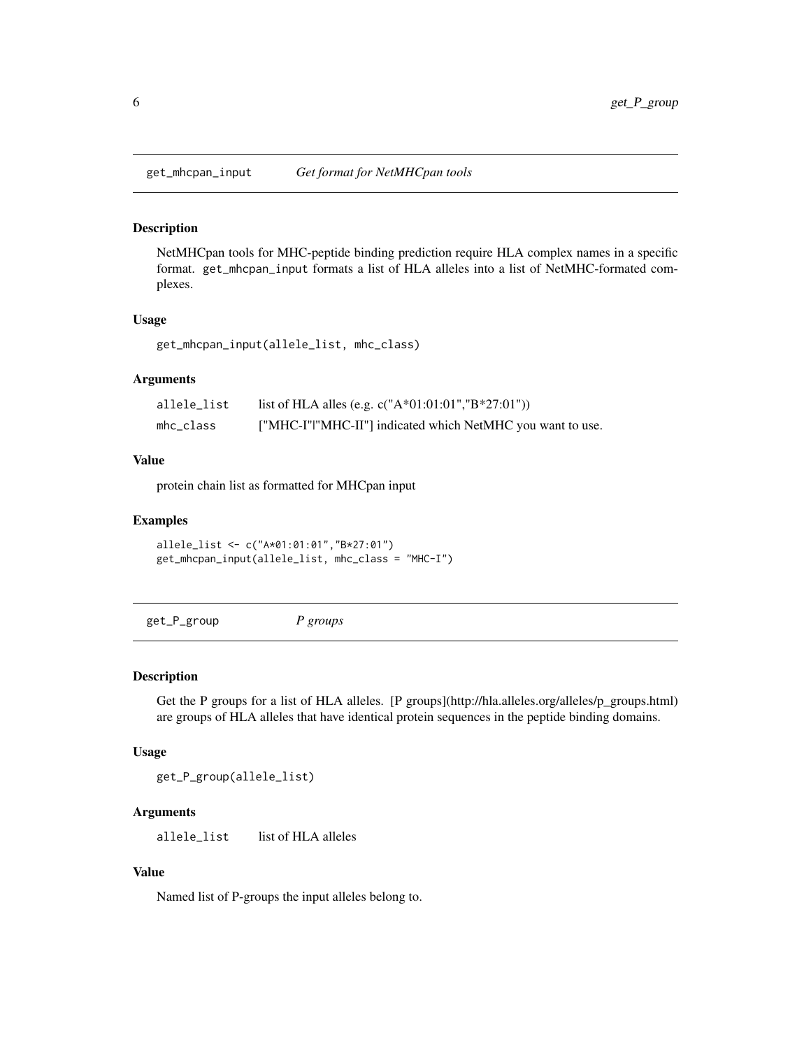## get_mhcpan_input — *Get format for NetMHCpan tools*

### Description

NetMHCpan tools for MHC-peptide binding prediction require HLA complex names in a specific format. get_mhcpan_input formats a list of HLA alleles into a list of NetMHC-formated complexes.

### Usage

```
get_mhcpan_input(allele_list, mhc_class)
```

### Arguments

| | |
|---|---|
| allele_list | list of HLA alles (e.g. c("A*01:01:01","B*27:01")) |
| mhc_class | ["MHC-I"\|"MHC-II"] indicated which NetMHC you want to use. |

### Value

protein chain list as formatted for MHCpan input

### Examples

```
allele_list <- c("A*01:01:01","B*27:01")
get_mhcpan_input(allele_list, mhc_class = "MHC-I")
```

## get_P_group — *P groups*

### Description

Get the P groups for a list of HLA alleles. [P groups](http://hla.alleles.org/alleles/p_groups.html) are groups of HLA alleles that have identical protein sequences in the peptide binding domains.

### Usage

```
get_P_group(allele_list)
```

### Arguments

| | |
|---|---|
| allele_list | list of HLA alleles |

### Value

Named list of P-groups the input alleles belong to.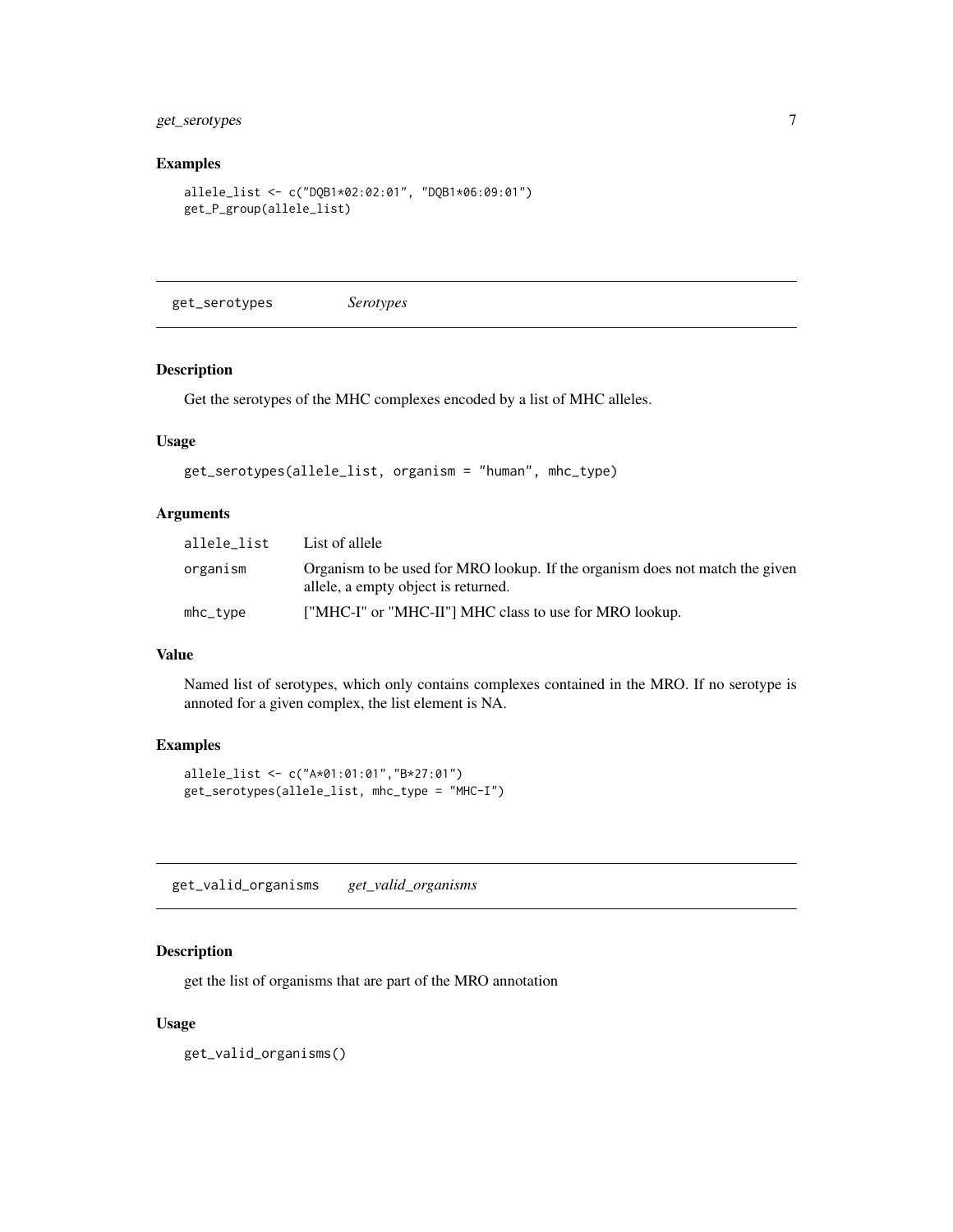### Examples

```
allele_list <- c("DQB1*02:02:01", "DQB1*06:09:01")
get_P_group(allele_list)
```

## get_serotypes *Serotypes*

### Description

Get the serotypes of the MHC complexes encoded by a list of MHC alleles.

### Usage

```
get_serotypes(allele_list, organism = "human", mhc_type)
```

### Arguments

| | |
|---|---|
| allele_list | List of allele |
| organism | Organism to be used for MRO lookup. If the organism does not match the given allele, a empty object is returned. |
| mhc_type | ["MHC-I" or "MHC-II"] MHC class to use for MRO lookup. |

### Value

Named list of serotypes, which only contains complexes contained in the MRO. If no serotype is annoted for a given complex, the list element is NA.

### Examples

```
allele_list <- c("A*01:01:01","B*27:01")
get_serotypes(allele_list, mhc_type = "MHC-I")
```

## get_valid_organisms *get_valid_organisms*

### Description

get the list of organisms that are part of the MRO annotation

### Usage

```
get_valid_organisms()
```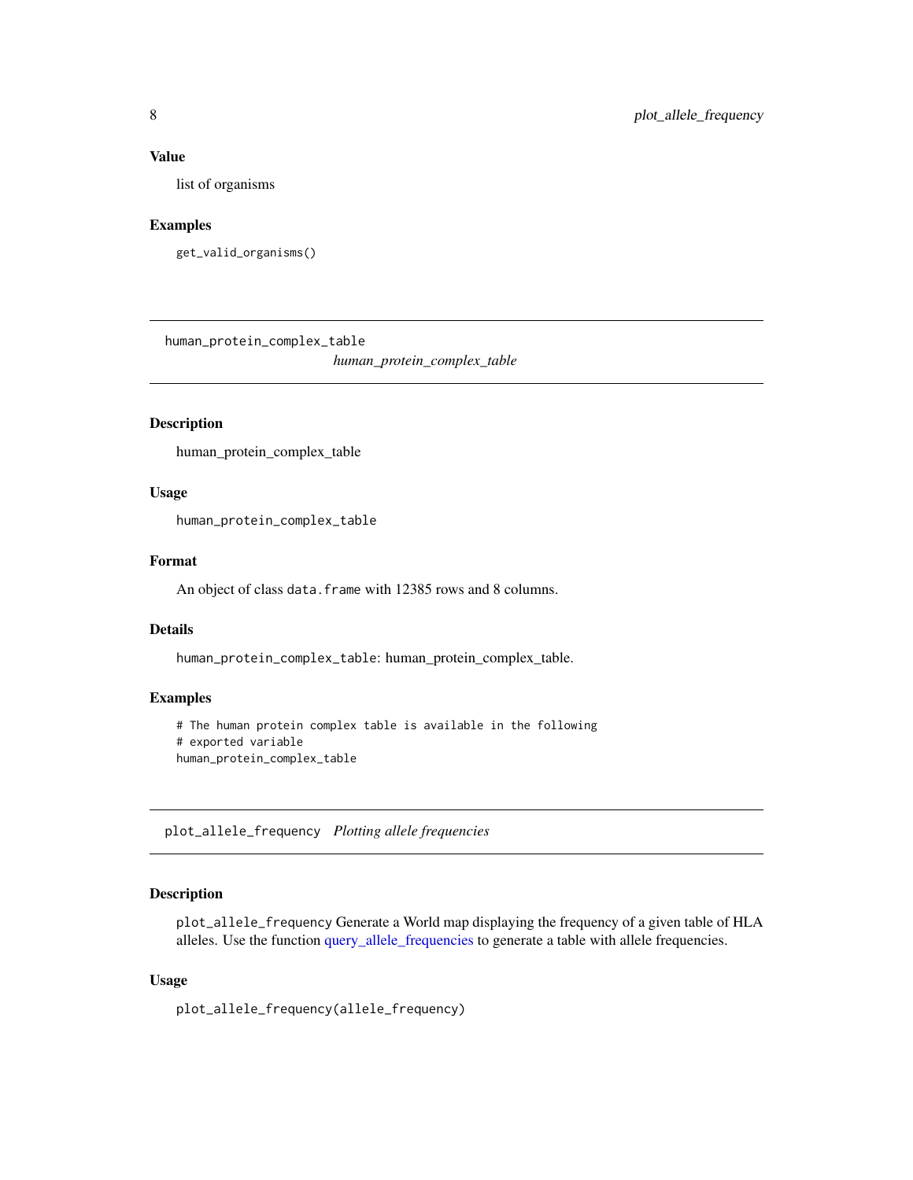### Value

list of organisms

### Examples

```
get_valid_organisms()
```

---

## human_protein_complex_table    *human_protein_complex_table*

### Description

human_protein_complex_table

### Usage

```
human_protein_complex_table
```

### Format

An object of class `data.frame` with 12385 rows and 8 columns.

### Details

`human_protein_complex_table`: human_protein_complex_table.

### Examples

```
# The human protein complex table is available in the following
# exported variable
human_protein_complex_table
```

---

## plot_allele_frequency    *Plotting allele frequencies*

### Description

`plot_allele_frequency` Generate a World map displaying the frequency of a given table of HLA alleles. Use the function query_allele_frequencies to generate a table with allele frequencies.

### Usage

```
plot_allele_frequency(allele_frequency)
```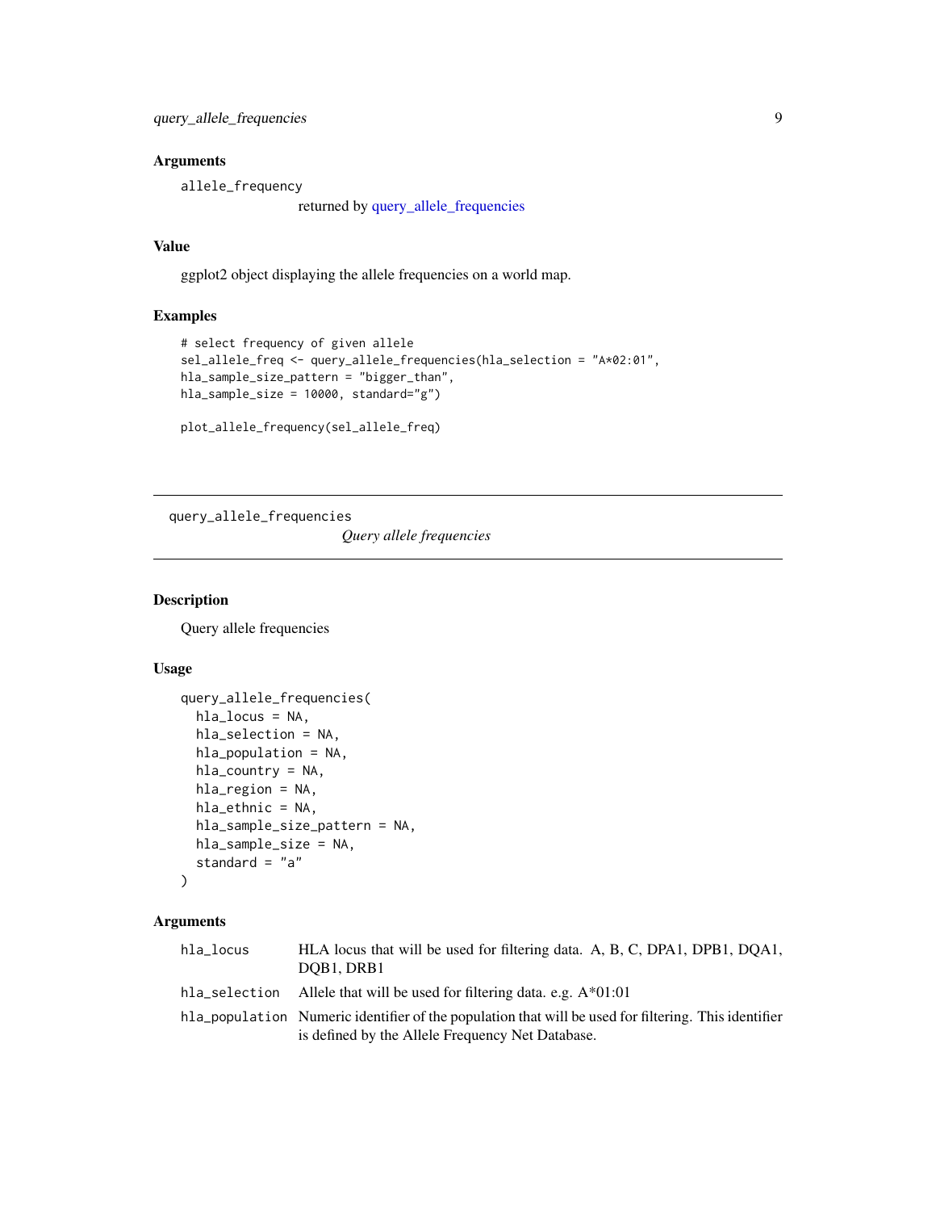### Arguments

allele_frequency
    returned by query_allele_frequencies

### Value

ggplot2 object displaying the allele frequencies on a world map.

### Examples

```
# select frequency of given allele
sel_allele_freq <- query_allele_frequencies(hla_selection = "A*02:01",
hla_sample_size_pattern = "bigger_than",
hla_sample_size = 10000, standard="g")

plot_allele_frequency(sel_allele_freq)
```

---

## query_allele_frequencies

*Query allele frequencies*

---

### Description

Query allele frequencies

### Usage

```
query_allele_frequencies(
  hla_locus = NA,
  hla_selection = NA,
  hla_population = NA,
  hla_country = NA,
  hla_region = NA,
  hla_ethnic = NA,
  hla_sample_size_pattern = NA,
  hla_sample_size = NA,
  standard = "a"
)
```

### Arguments

| | |
|---|---|
| hla_locus | HLA locus that will be used for filtering data. A, B, C, DPA1, DPB1, DQA1, DQB1, DRB1 |
| hla_selection | Allele that will be used for filtering data. e.g. A*01:01 |
| hla_population | Numeric identifier of the population that will be used for filtering. This identifier is defined by the Allele Frequency Net Database. |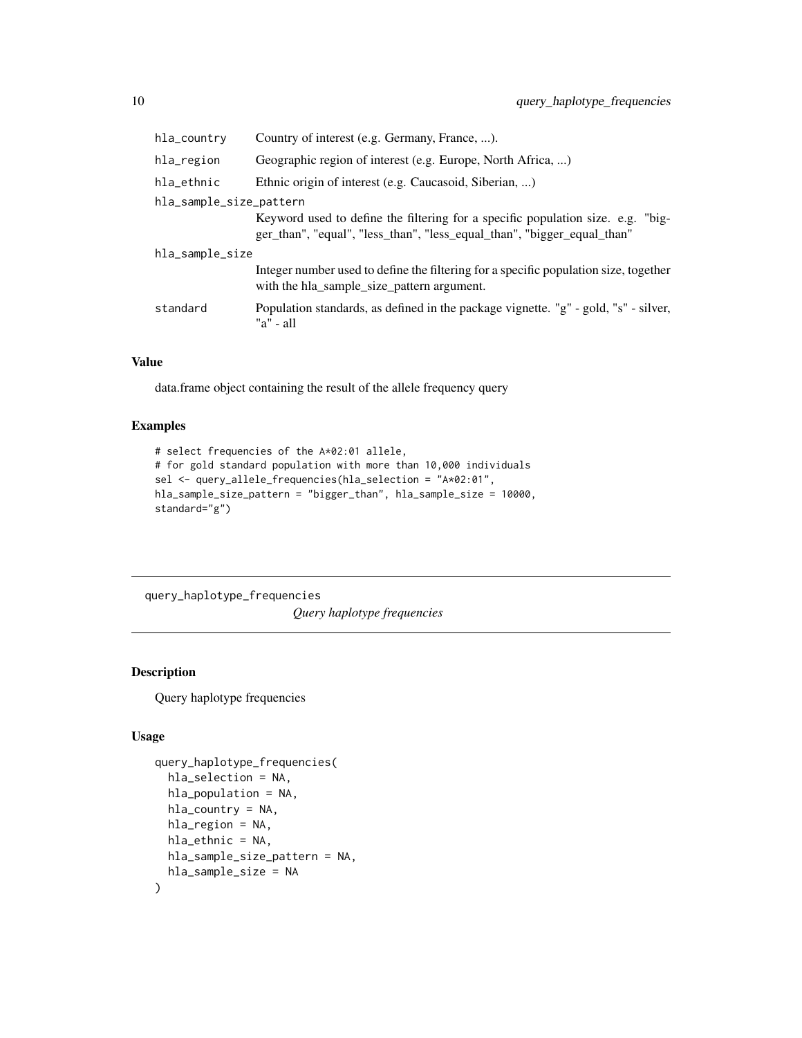| | |
|---|---|
| hla_country | Country of interest (e.g. Germany, France, ...). |
| hla_region | Geographic region of interest (e.g. Europe, North Africa, ...) |
| hla_ethnic | Ethnic origin of interest (e.g. Caucasoid, Siberian, ...) |
| hla_sample_size_pattern | Keyword used to define the filtering for a specific population size. e.g. "bigger_than", "equal", "less_than", "less_equal_than", "bigger_equal_than" |
| hla_sample_size | Integer number used to define the filtering for a specific population size, together with the hla_sample_size_pattern argument. |
| standard | Population standards, as defined in the package vignette. "g" - gold, "s" - silver, "a" - all |

### Value

data.frame object containing the result of the allele frequency query

### Examples

```
# select frequencies of the A*02:01 allele,
# for gold standard population with more than 10,000 individuals
sel <- query_allele_frequencies(hla_selection = "A*02:01",
hla_sample_size_pattern = "bigger_than", hla_sample_size = 10000,
standard="g")
```

---

## query_haplotype_frequencies *Query haplotype frequencies*

---

### Description

Query haplotype frequencies

### Usage

```
query_haplotype_frequencies(
  hla_selection = NA,
  hla_population = NA,
  hla_country = NA,
  hla_region = NA,
  hla_ethnic = NA,
  hla_sample_size_pattern = NA,
  hla_sample_size = NA
)
```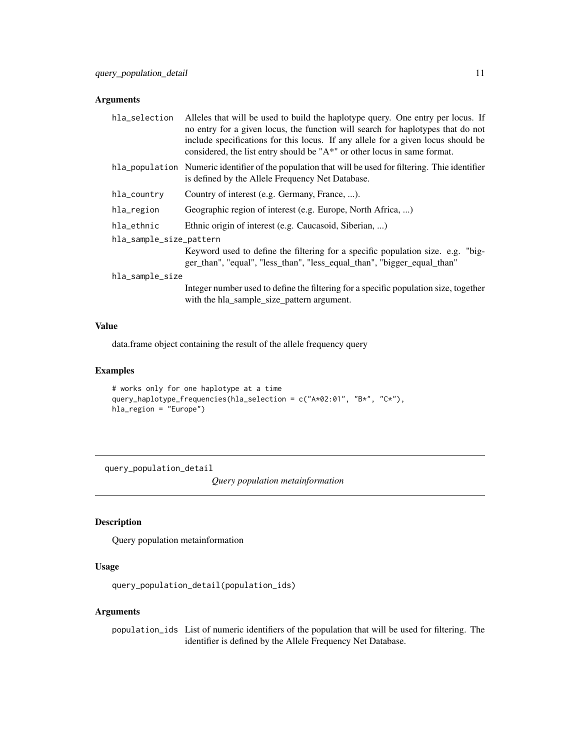### Arguments

- `hla_selection` Alleles that will be used to build the haplotype query. One entry per locus. If no entry for a given locus, the function will search for haplotypes that do not include specifications for this locus. If any allele for a given locus should be considered, the list entry should be "A*" or other locus in same format.
- `hla_population` Numeric identifier of the population that will be used for filtering. Thie identifier is defined by the Allele Frequency Net Database.
- `hla_country` Country of interest (e.g. Germany, France, ...).
- `hla_region` Geographic region of interest (e.g. Europe, North Africa, ...)
- `hla_ethnic` Ethnic origin of interest (e.g. Caucasoid, Siberian, ...)
- `hla_sample_size_pattern` Keyword used to define the filtering for a specific population size. e.g. "bigger_than", "equal", "less_than", "less_equal_than", "bigger_equal_than"
- `hla_sample_size` Integer number used to define the filtering for a specific population size, together with the hla_sample_size_pattern argument.

### Value

data.frame object containing the result of the allele frequency query

### Examples

```
# works only for one haplotype at a time
query_haplotype_frequencies(hla_selection = c("A*02:01", "B*", "C*"),
hla_region = "Europe")
```

---

## query_population_detail    *Query population metainformation*

---

### Description

Query population metainformation

### Usage

```
query_population_detail(population_ids)
```

### Arguments

- `population_ids` List of numeric identifiers of the population that will be used for filtering. The identifier is defined by the Allele Frequency Net Database.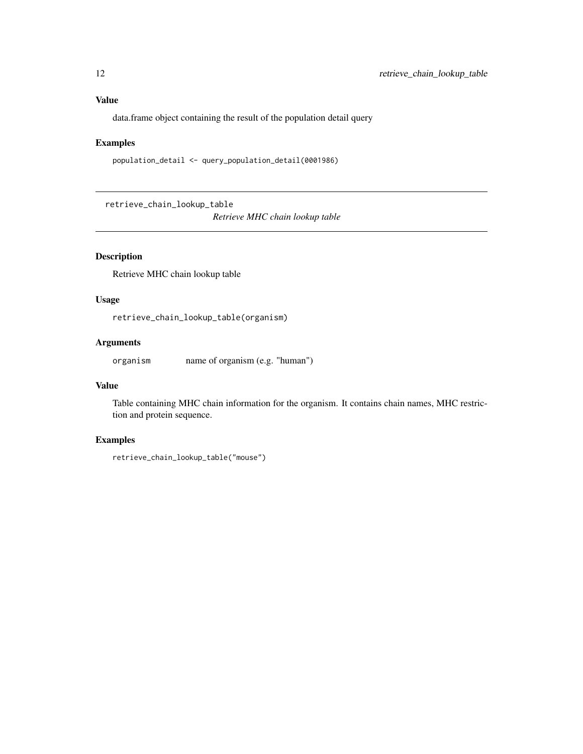### Value

data.frame object containing the result of the population detail query

### Examples

```
population_detail <- query_population_detail(0001986)
```

---

## retrieve_chain_lookup_table

*Retrieve MHC chain lookup table*

---

### Description

Retrieve MHC chain lookup table

### Usage

```
retrieve_chain_lookup_table(organism)
```

### Arguments

| | |
|---|---|
| organism | name of organism (e.g. "human") |

### Value

Table containing MHC chain information for the organism. It contains chain names, MHC restriction and protein sequence.

### Examples

```
retrieve_chain_lookup_table("mouse")
```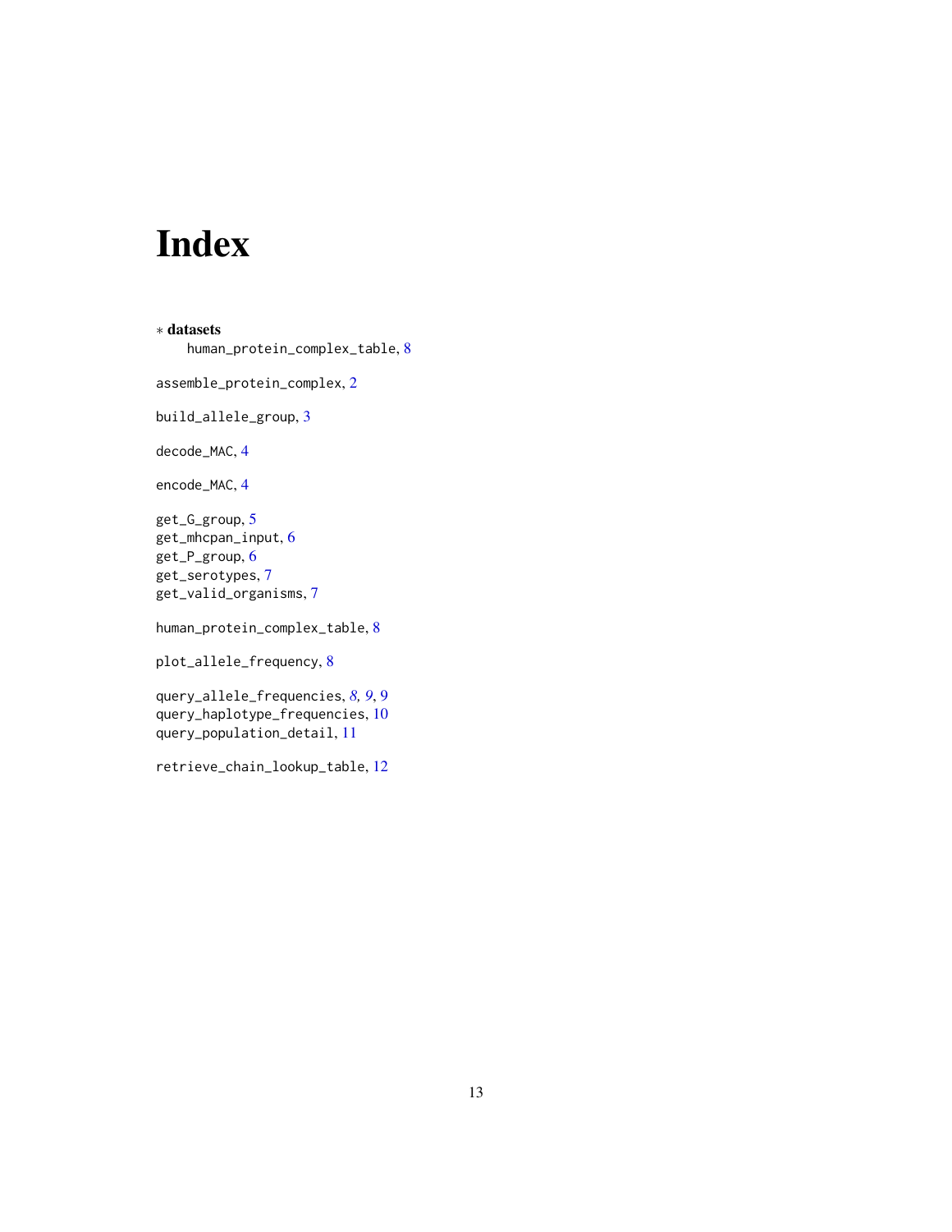# Index

\* **datasets**
    human_protein_complex_table, 8

assemble_protein_complex, 2

build_allele_group, 3

decode_MAC, 4

encode_MAC, 4

get_G_group, 5
get_mhcpan_input, 6
get_P_group, 6
get_serotypes, 7
get_valid_organisms, 7

human_protein_complex_table, 8

plot_allele_frequency, 8

query_allele_frequencies, *8, 9*, 9
query_haplotype_frequencies, 10
query_population_detail, 11

retrieve_chain_lookup_table, 12